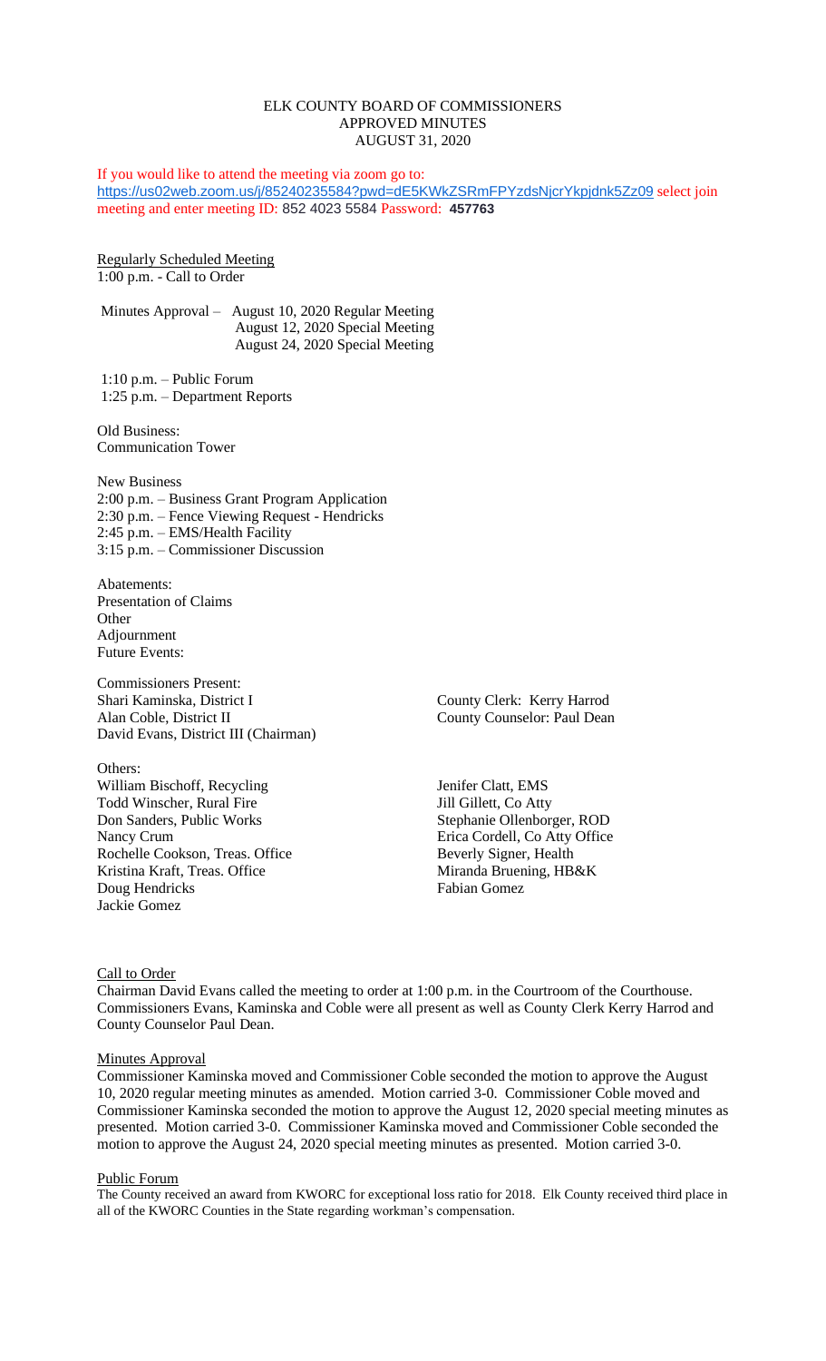# ELK COUNTY BOARD OF COMMISSIONERS
## APPROVED MINUTES
## AUGUST 31, 2020

If you would like to attend the meeting via zoom go to: https://us02web.zoom.us/j/85240235584?pwd=dE5KWkZSRmFPYzdsNjcrYkpjdnk5Zz09 select join meeting and enter meeting ID: 852 4023 5584 Password: **457763**

Regularly Scheduled Meeting
1:00 p.m. - Call to Order

Minutes Approval – August 10, 2020 Regular Meeting
August 12, 2020 Special Meeting
August 24, 2020 Special Meeting

1:10 p.m. – Public Forum
1:25 p.m. – Department Reports

Old Business:
Communication Tower

New Business
2:00 p.m. – Business Grant Program Application
2:30 p.m. – Fence Viewing Request - Hendricks
2:45 p.m. – EMS/Health Facility
3:15 p.m. – Commissioner Discussion

Abatements:
Presentation of Claims
Other
Adjournment
Future Events:

Commissioners Present:
Shari Kaminska, District I
Alan Coble, District II
David Evans, District III (Chairman)

County Clerk: Kerry Harrod
County Counselor: Paul Dean

Others:
William Bischoff, Recycling
Todd Winscher, Rural Fire
Don Sanders, Public Works
Nancy Crum
Rochelle Cookson, Treas. Office
Kristina Kraft, Treas. Office
Doug Hendricks
Jackie Gomez

Jenifer Clatt, EMS
Jill Gillett, Co Atty
Stephanie Ollenborger, ROD
Erica Cordell, Co Atty Office
Beverly Signer, Health
Miranda Bruening, HB&K
Fabian Gomez

Call to Order
Chairman David Evans called the meeting to order at 1:00 p.m. in the Courtroom of the Courthouse. Commissioners Evans, Kaminska and Coble were all present as well as County Clerk Kerry Harrod and County Counselor Paul Dean.

Minutes Approval
Commissioner Kaminska moved and Commissioner Coble seconded the motion to approve the August 10, 2020 regular meeting minutes as amended. Motion carried 3-0. Commissioner Coble moved and Commissioner Kaminska seconded the motion to approve the August 12, 2020 special meeting minutes as presented. Motion carried 3-0. Commissioner Kaminska moved and Commissioner Coble seconded the motion to approve the August 24, 2020 special meeting minutes as presented. Motion carried 3-0.

Public Forum
The County received an award from KWORC for exceptional loss ratio for 2018. Elk County received third place in all of the KWORC Counties in the State regarding workman's compensation.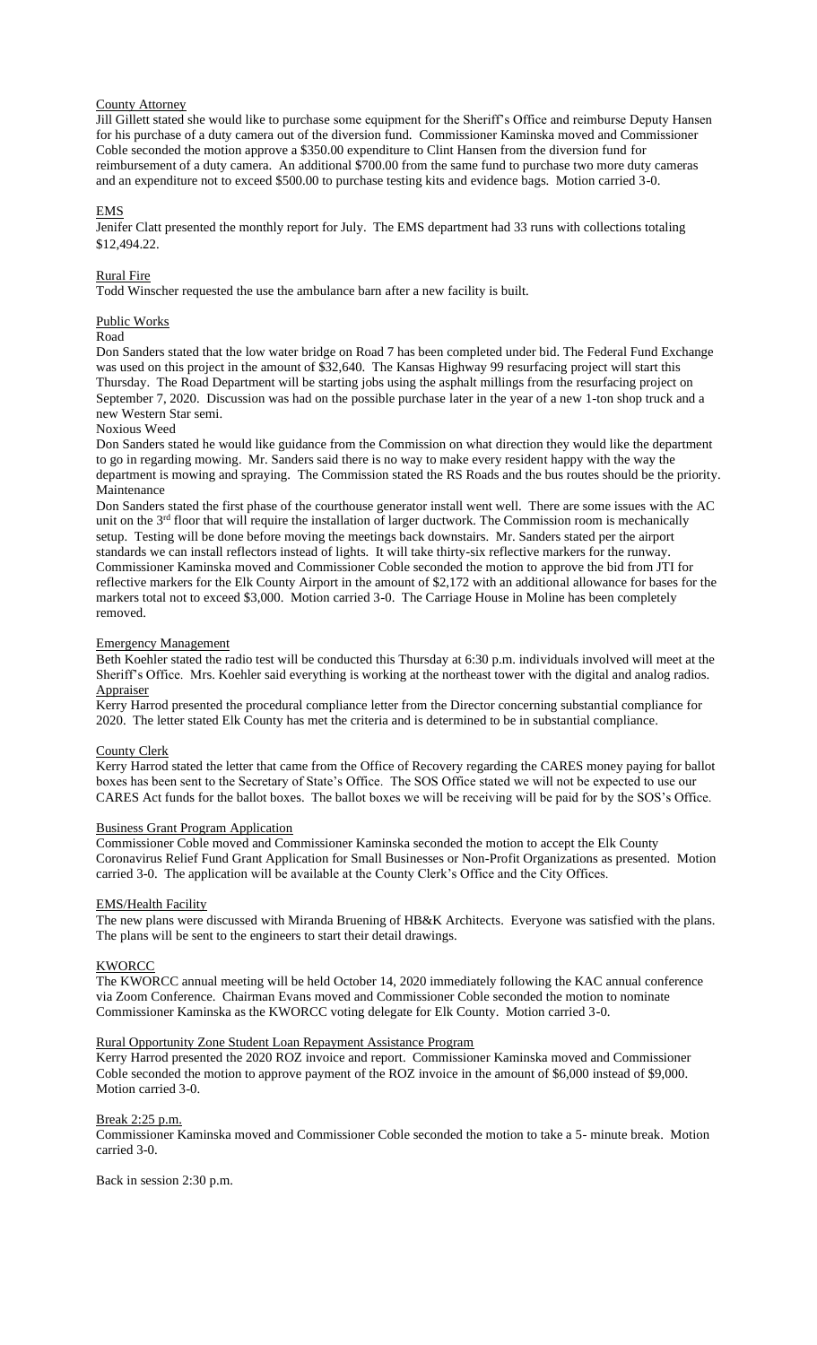County Attorney

Jill Gillett stated she would like to purchase some equipment for the Sheriff's Office and reimburse Deputy Hansen for his purchase of a duty camera out of the diversion fund. Commissioner Kaminska moved and Commissioner Coble seconded the motion approve a $350.00 expenditure to Clint Hansen from the diversion fund for reimbursement of a duty camera. An additional $700.00 from the same fund to purchase two more duty cameras and an expenditure not to exceed $500.00 to purchase testing kits and evidence bags. Motion carried 3-0.

EMS

Jenifer Clatt presented the monthly report for July. The EMS department had 33 runs with collections totaling $12,494.22.

Rural Fire

Todd Winscher requested the use the ambulance barn after a new facility is built.

Public Works

Road

Don Sanders stated that the low water bridge on Road 7 has been completed under bid. The Federal Fund Exchange was used on this project in the amount of $32,640. The Kansas Highway 99 resurfacing project will start this Thursday. The Road Department will be starting jobs using the asphalt millings from the resurfacing project on September 7, 2020. Discussion was had on the possible purchase later in the year of a new 1-ton shop truck and a new Western Star semi.

Noxious Weed

Don Sanders stated he would like guidance from the Commission on what direction they would like the department to go in regarding mowing. Mr. Sanders said there is no way to make every resident happy with the way the department is mowing and spraying. The Commission stated the RS Roads and the bus routes should be the priority.

Maintenance

Don Sanders stated the first phase of the courthouse generator install went well. There are some issues with the AC unit on the 3rd floor that will require the installation of larger ductwork. The Commission room is mechanically setup. Testing will be done before moving the meetings back downstairs. Mr. Sanders stated per the airport standards we can install reflectors instead of lights. It will take thirty-six reflective markers for the runway. Commissioner Kaminska moved and Commissioner Coble seconded the motion to approve the bid from JTI for reflective markers for the Elk County Airport in the amount of $2,172 with an additional allowance for bases for the markers total not to exceed $3,000. Motion carried 3-0. The Carriage House in Moline has been completely removed.

Emergency Management

Beth Koehler stated the radio test will be conducted this Thursday at 6:30 p.m. individuals involved will meet at the Sheriff's Office. Mrs. Koehler said everything is working at the northeast tower with the digital and analog radios.

Appraiser

Kerry Harrod presented the procedural compliance letter from the Director concerning substantial compliance for 2020. The letter stated Elk County has met the criteria and is determined to be in substantial compliance.

County Clerk

Kerry Harrod stated the letter that came from the Office of Recovery regarding the CARES money paying for ballot boxes has been sent to the Secretary of State's Office. The SOS Office stated we will not be expected to use our CARES Act funds for the ballot boxes. The ballot boxes we will be receiving will be paid for by the SOS's Office.

Business Grant Program Application

Commissioner Coble moved and Commissioner Kaminska seconded the motion to accept the Elk County Coronavirus Relief Fund Grant Application for Small Businesses or Non-Profit Organizations as presented. Motion carried 3-0. The application will be available at the County Clerk's Office and the City Offices.

EMS/Health Facility

The new plans were discussed with Miranda Bruening of HB&K Architects. Everyone was satisfied with the plans. The plans will be sent to the engineers to start their detail drawings.

KWORCC

The KWORCC annual meeting will be held October 14, 2020 immediately following the KAC annual conference via Zoom Conference. Chairman Evans moved and Commissioner Coble seconded the motion to nominate Commissioner Kaminska as the KWORCC voting delegate for Elk County. Motion carried 3-0.

Rural Opportunity Zone Student Loan Repayment Assistance Program

Kerry Harrod presented the 2020 ROZ invoice and report. Commissioner Kaminska moved and Commissioner Coble seconded the motion to approve payment of the ROZ invoice in the amount of $6,000 instead of $9,000. Motion carried 3-0.

Break 2:25 p.m.

Commissioner Kaminska moved and Commissioner Coble seconded the motion to take a 5- minute break. Motion carried 3-0.

Back in session 2:30 p.m.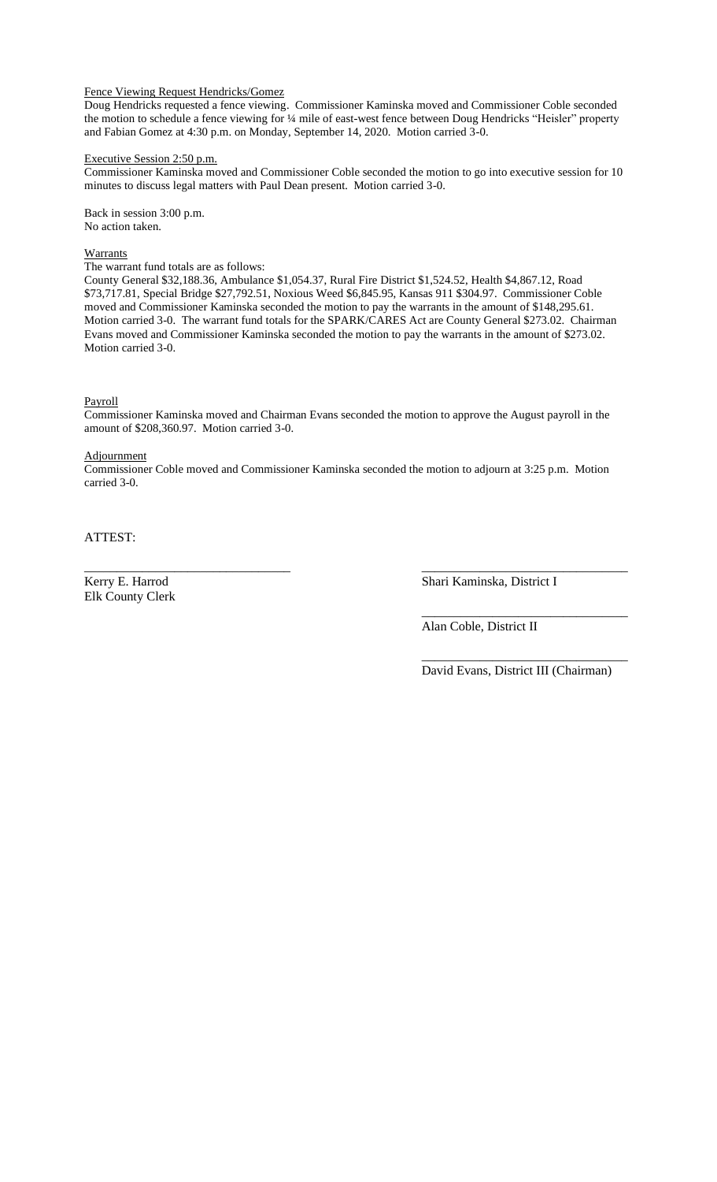Fence Viewing Request Hendricks/Gomez

Doug Hendricks requested a fence viewing. Commissioner Kaminska moved and Commissioner Coble seconded the motion to schedule a fence viewing for ¼ mile of east-west fence between Doug Hendricks "Heisler" property and Fabian Gomez at 4:30 p.m. on Monday, September 14, 2020. Motion carried 3-0.

Executive Session 2:50 p.m.

Commissioner Kaminska moved and Commissioner Coble seconded the motion to go into executive session for 10 minutes to discuss legal matters with Paul Dean present. Motion carried 3-0.

Back in session 3:00 p.m.
No action taken.

Warrants

The warrant fund totals are as follows:
County General $32,188.36, Ambulance $1,054.37, Rural Fire District $1,524.52, Health $4,867.12, Road $73,717.81, Special Bridge $27,792.51, Noxious Weed $6,845.95, Kansas 911 $304.97. Commissioner Coble moved and Commissioner Kaminska seconded the motion to pay the warrants in the amount of $148,295.61. Motion carried 3-0. The warrant fund totals for the SPARK/CARES Act are County General $273.02. Chairman Evans moved and Commissioner Kaminska seconded the motion to pay the warrants in the amount of $273.02. Motion carried 3-0.

Payroll

Commissioner Kaminska moved and Chairman Evans seconded the motion to approve the August payroll in the amount of $208,360.97. Motion carried 3-0.

Adjournment

Commissioner Coble moved and Commissioner Kaminska seconded the motion to adjourn at 3:25 p.m. Motion carried 3-0.

ATTEST:

_______________________________
Kerry E. Harrod
Elk County Clerk

_______________________________
Shari Kaminska, District I

_______________________________
Alan Coble, District II

_______________________________
David Evans, District III (Chairman)